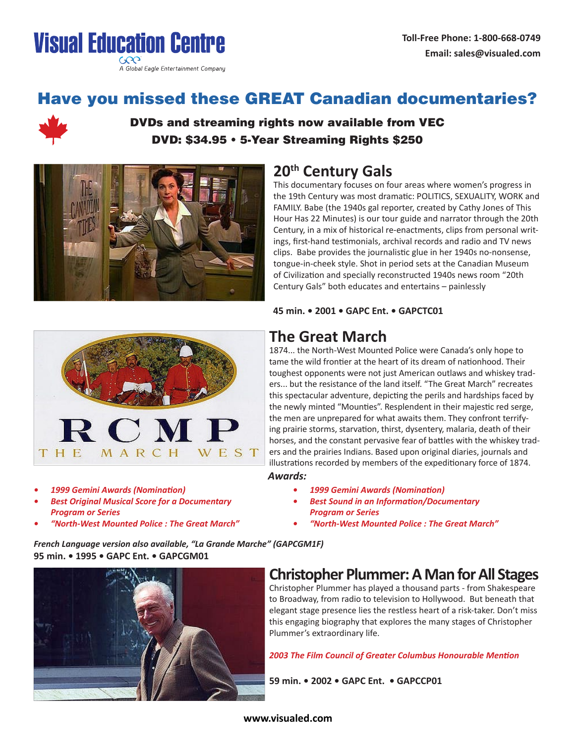# Visual Education Centre

A Global Eagle Entertainment Company

**Toll-Free Phone: 1-800-668-0749**
**Email: sales@visualed.com**

## Have you missed these GREAT Canadian documentaries?

**DVDs and streaming rights now available from VEC**
**DVD: $34.95 • 5-Year Streaming Rights $250**

### 20th Century Gals

This documentary focuses on four areas where women's progress in the 19th Century was most dramatic: POLITICS, SEXUALITY, WORK and FAMILY. Babe (the 1940s gal reporter, created by Cathy Jones of This Hour Has 22 Minutes) is our tour guide and narrator through the 20th Century, in a mix of historical re-enactments, clips from personal writings, first-hand testimonials, archival records and radio and TV news clips. Babe provides the journalistic glue in her 1940s no-nonsense, tongue-in-cheek style. Shot in period sets at the Canadian Museum of Civilization and specially reconstructed 1940s news room "20th Century Gals" both educates and entertains – painlessly

**45 min. • 2001 • GAPC Ent. • GAPCTC01**

### The Great March

1874... the North-West Mounted Police were Canada's only hope to tame the wild frontier at the heart of its dream of nationhood. Their toughest opponents were not just American outlaws and whiskey traders... but the resistance of the land itself. "The Great March" recreates this spectacular adventure, depicting the perils and hardships faced by the newly minted "Mounties". Resplendent in their majestic red serge, the men are unprepared for what awaits them. They confront terrifying prairie storms, starvation, thirst, dysentery, malaria, death of their horses, and the constant pervasive fear of battles with the whiskey traders and the prairies Indians. Based upon original diaries, journals and illustrations recorded by members of the expeditionary force of 1874.

***Awards:***

- *1999 Gemini Awards (Nomination)*
- *Best Original Musical Score for a Documentary Program or Series*
- *"North-West Mounted Police : The Great March"*

- *1999 Gemini Awards (Nomination)*
- *Best Sound in an Information/Documentary Program or Series*
- *"North-West Mounted Police : The Great March"*

***French Language version also available, "La Grande Marche" (GAPCGM1F)***
**95 min. • 1995 • GAPC Ent. • GAPCGM01**

### Christopher Plummer: A Man for All Stages

Christopher Plummer has played a thousand parts - from Shakespeare to Broadway, from radio to television to Hollywood. But beneath that elegant stage presence lies the restless heart of a risk-taker. Don't miss this engaging biography that explores the many stages of Christopher Plummer's extraordinary life.

*2003 The Film Council of Greater Columbus Honourable Mention*

**59 min. • 2002 • GAPC Ent. • GAPCCP01**

**www.visualed.com**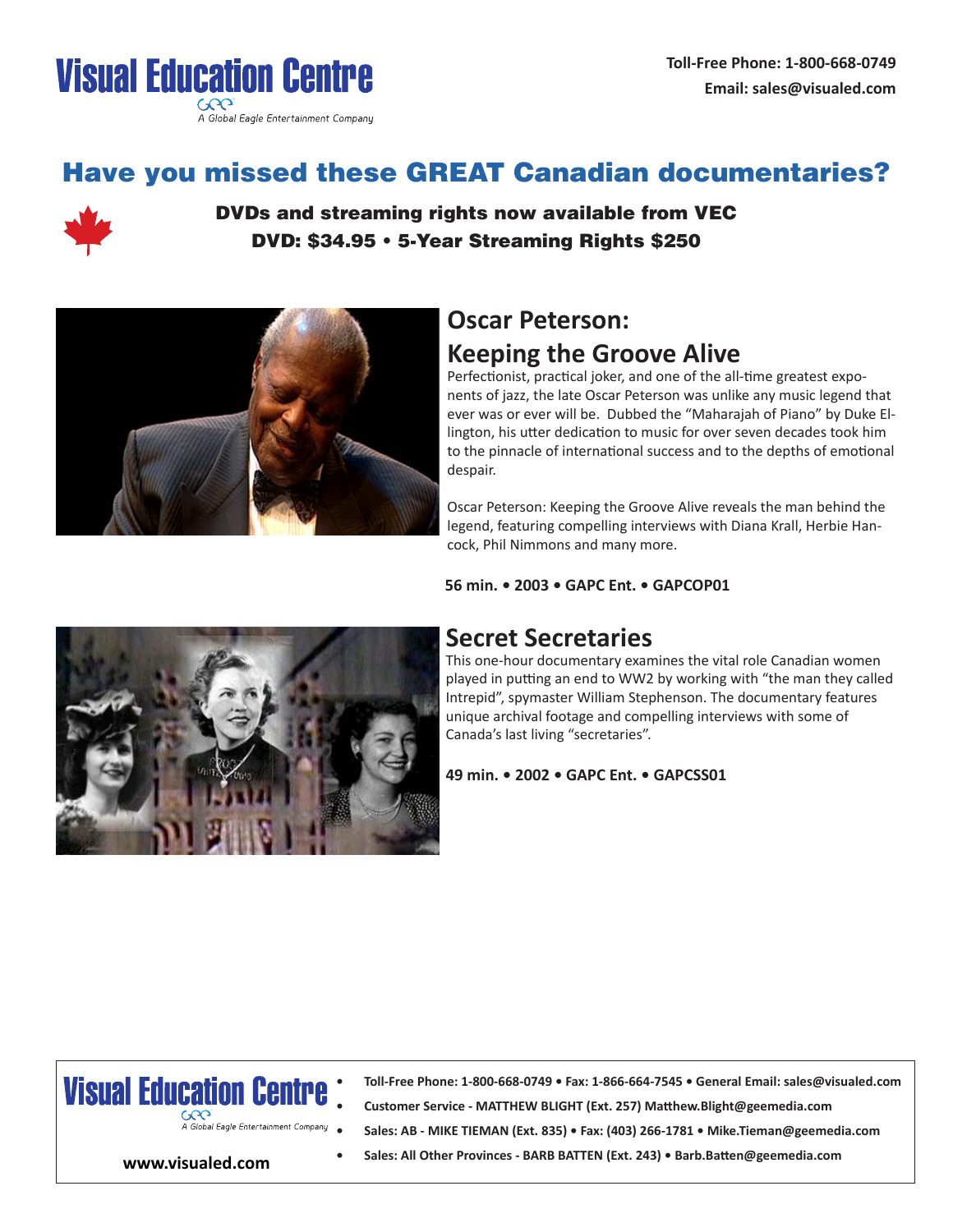# Visual Education Centre

A Global Eagle Entertainment Company

**Toll-Free Phone: 1-800-668-0749**
**Email: sales@visualed.com**

## Have you missed these GREAT Canadian documentaries?

**DVDs and streaming rights now available from VEC**
**DVD: $34.95 • 5-Year Streaming Rights $250**

### Oscar Peterson: Keeping the Groove Alive

Perfectionist, practical joker, and one of the all-time greatest exponents of jazz, the late Oscar Peterson was unlike any music legend that ever was or ever will be. Dubbed the "Maharajah of Piano" by Duke Ellington, his utter dedication to music for over seven decades took him to the pinnacle of international success and to the depths of emotional despair.

Oscar Peterson: Keeping the Groove Alive reveals the man behind the legend, featuring compelling interviews with Diana Krall, Herbie Hancock, Phil Nimmons and many more.

**56 min. • 2003 • GAPC Ent. • GAPCOP01**

### Secret Secretaries

This one-hour documentary examines the vital role Canadian women played in putting an end to WW2 by working with "the man they called Intrepid", spymaster William Stephenson. The documentary features unique archival footage and compelling interviews with some of Canada's last living "secretaries".

**49 min. • 2002 • GAPC Ent. • GAPCSS01**

---

**Visual Education Centre**
A Global Eagle Entertainment Company

**www.visualed.com**

- **Toll-Free Phone: 1-800-668-0749 • Fax: 1-866-664-7545 • General Email: sales@visualed.com**
- **Customer Service - MATTHEW BLIGHT (Ext. 257) Matthew.Blight@geemedia.com**
- **Sales: AB - MIKE TIEMAN (Ext. 835) • Fax: (403) 266-1781 • Mike.Tieman@geemedia.com**
- **Sales: All Other Provinces - BARB BATTEN (Ext. 243) • Barb.Batten@geemedia.com**